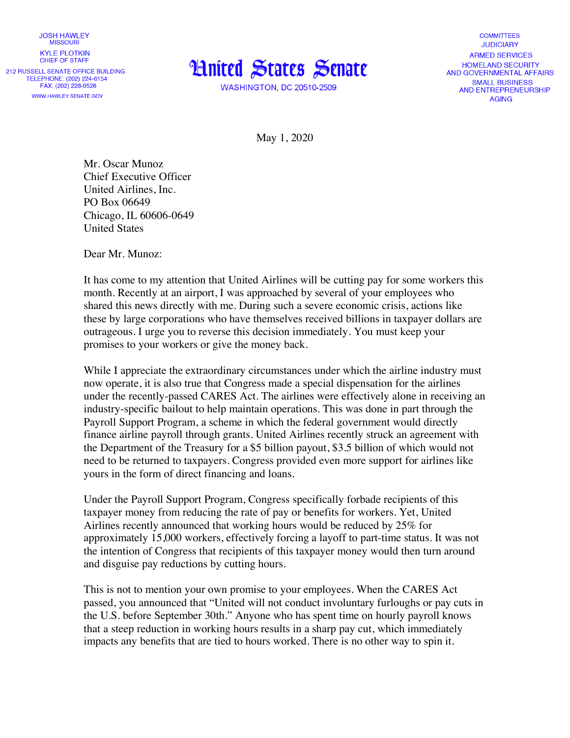JOSH HAWLEY
MISSOURI

KYLE PLOTKIN
CHIEF OF STAFF

212 RUSSELL SENATE OFFICE BUILDING
TELEPHONE: (202) 224-6154
FAX: (202) 228-0526

WWW.HAWLEY.SENATE.GOV

# United States Senate

WASHINGTON, DC 20510-2509

COMMITTEES
JUDICIARY
ARMED SERVICES
HOMELAND SECURITY
AND GOVERNMENTAL AFFAIRS
SMALL BUSINESS
AND ENTREPRENEURSHIP
AGING

May 1, 2020

Mr. Oscar Munoz
Chief Executive Officer
United Airlines, Inc.
PO Box 06649
Chicago, IL 60606-0649
United States

Dear Mr. Munoz:

It has come to my attention that United Airlines will be cutting pay for some workers this month. Recently at an airport, I was approached by several of your employees who shared this news directly with me. During such a severe economic crisis, actions like these by large corporations who have themselves received billions in taxpayer dollars are outrageous. I urge you to reverse this decision immediately. You must keep your promises to your workers or give the money back.

While I appreciate the extraordinary circumstances under which the airline industry must now operate, it is also true that Congress made a special dispensation for the airlines under the recently-passed CARES Act. The airlines were effectively alone in receiving an industry-specific bailout to help maintain operations. This was done in part through the Payroll Support Program, a scheme in which the federal government would directly finance airline payroll through grants. United Airlines recently struck an agreement with the Department of the Treasury for a $5 billion payout, $3.5 billion of which would not need to be returned to taxpayers. Congress provided even more support for airlines like yours in the form of direct financing and loans.

Under the Payroll Support Program, Congress specifically forbade recipients of this taxpayer money from reducing the rate of pay or benefits for workers. Yet, United Airlines recently announced that working hours would be reduced by 25% for approximately 15,000 workers, effectively forcing a layoff to part-time status. It was not the intention of Congress that recipients of this taxpayer money would then turn around and disguise pay reductions by cutting hours.

This is not to mention your own promise to your employees. When the CARES Act passed, you announced that "United will not conduct involuntary furloughs or pay cuts in the U.S. before September 30th." Anyone who has spent time on hourly payroll knows that a steep reduction in working hours results in a sharp pay cut, which immediately impacts any benefits that are tied to hours worked. There is no other way to spin it.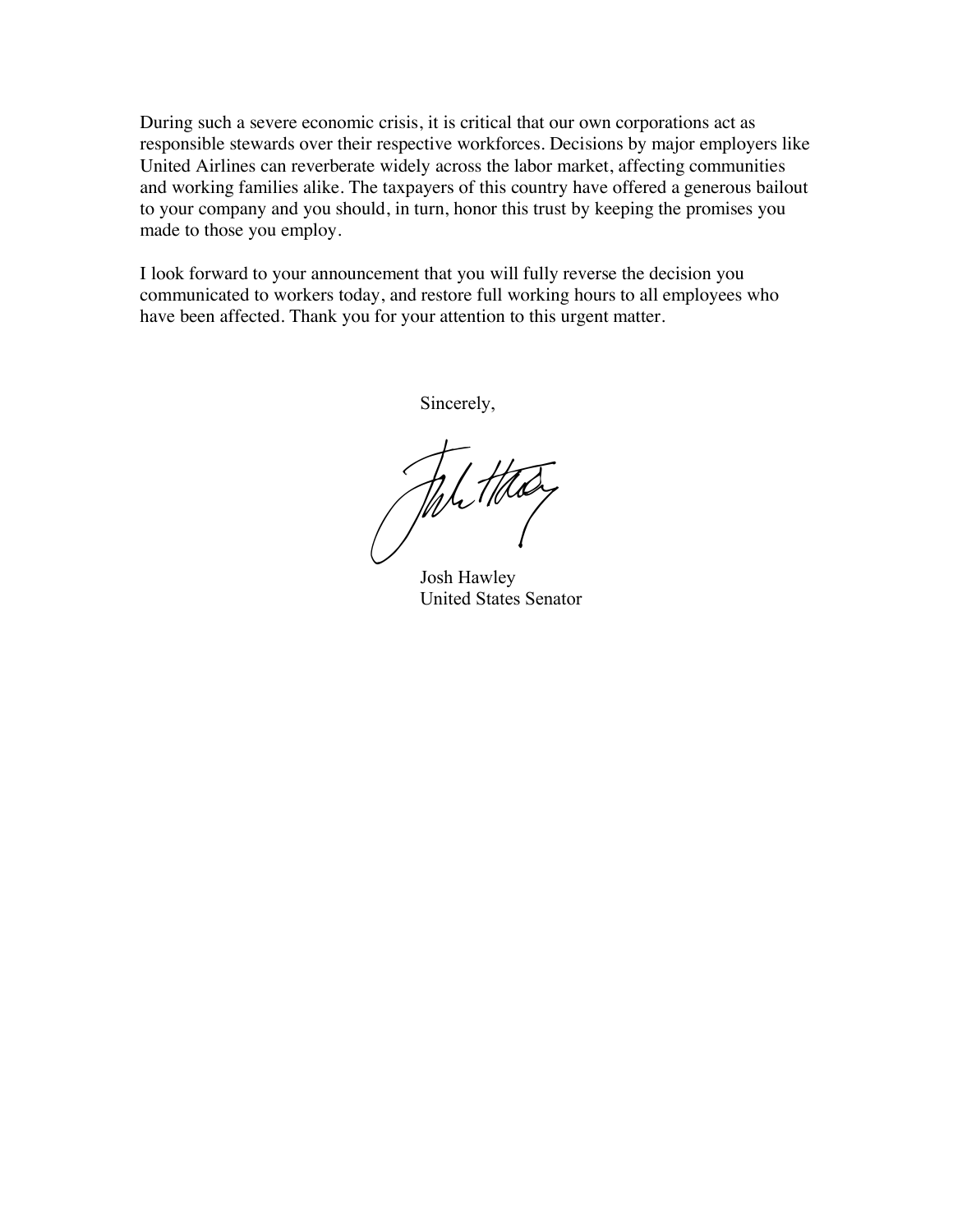During such a severe economic crisis, it is critical that our own corporations act as responsible stewards over their respective workforces. Decisions by major employers like United Airlines can reverberate widely across the labor market, affecting communities and working families alike. The taxpayers of this country have offered a generous bailout to your company and you should, in turn, honor this trust by keeping the promises you made to those you employ.

I look forward to your announcement that you will fully reverse the decision you communicated to workers today, and restore full working hours to all employees who have been affected. Thank you for your attention to this urgent matter.

Sincerely,

Josh Hawley
United States Senator